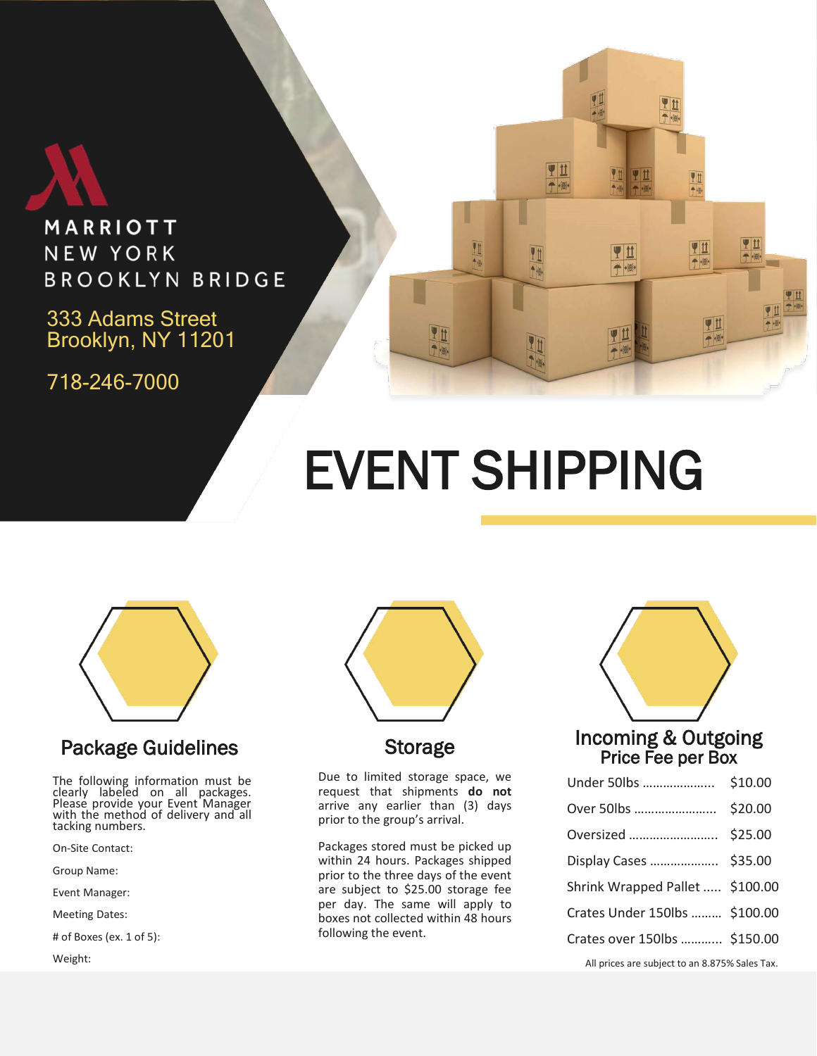MARRIOTT
NEW YORK
BROOKLYN BRIDGE

333 Adams Street
Brooklyn, NY 11201

718-246-7000

# EVENT SHIPPING

## Package Guidelines

The following information must be clearly labeled on all packages. Please provide your Event Manager with the method of delivery and all tacking numbers.

On-Site Contact:

Group Name:

Event Manager:

Meeting Dates:

# of Boxes (ex. 1 of 5):

Weight:

## Storage

Due to limited storage space, we request that shipments **do not** arrive any earlier than (3) days prior to the group's arrival.

Packages stored must be picked up within 24 hours. Packages shipped prior to the three days of the event are subject to $25.00 storage fee per day. The same will apply to boxes not collected within 48 hours following the event.

## Incoming & Outgoing Price Fee per Box

| Item | Price |
|---|---|
| Under 50lbs | $10.00 |
| Over 50lbs | $20.00 |
| Oversized | $25.00 |
| Display Cases | $35.00 |
| Shrink Wrapped Pallet | $100.00 |
| Crates Under 150lbs | $100.00 |
| Crates over 150lbs | $150.00 |

All prices are subject to an 8.875% Sales Tax.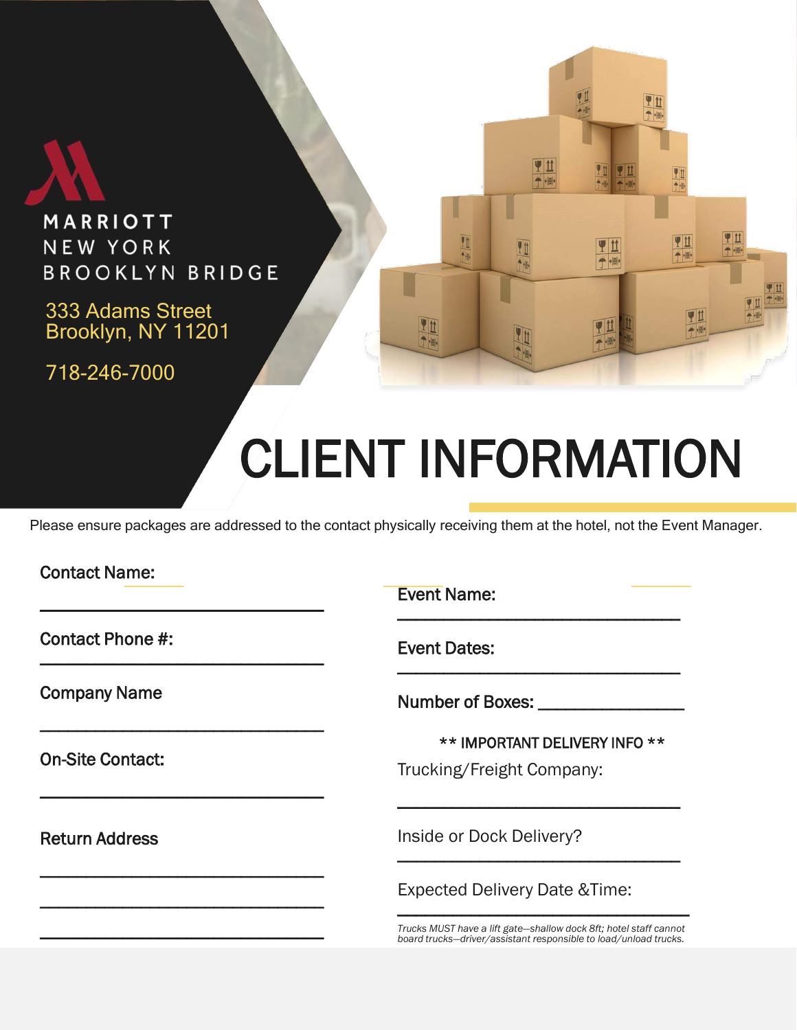MARRIOTT
NEW YORK
BROOKLYN BRIDGE

333 Adams Street
Brooklyn, NY 11201

718-246-7000

# CLIENT INFORMATION

Please ensure packages are addressed to the contact physically receiving them at the hotel, not the Event Manager.

**Contact Name:**

\_\_\_\_\_\_\_\_\_\_\_\_\_\_\_\_\_\_\_\_\_\_\_\_\_\_\_\_\_\_

**Contact Phone #:**

\_\_\_\_\_\_\_\_\_\_\_\_\_\_\_\_\_\_\_\_\_\_\_\_\_\_\_\_\_\_

**Company Name**

\_\_\_\_\_\_\_\_\_\_\_\_\_\_\_\_\_\_\_\_\_\_\_\_\_\_\_\_\_\_

**On-Site Contact:**

\_\_\_\_\_\_\_\_\_\_\_\_\_\_\_\_\_\_\_\_\_\_\_\_\_\_\_\_\_\_

**Return Address**

\_\_\_\_\_\_\_\_\_\_\_\_\_\_\_\_\_\_\_\_\_\_\_\_\_\_\_\_\_\_

\_\_\_\_\_\_\_\_\_\_\_\_\_\_\_\_\_\_\_\_\_\_\_\_\_\_\_\_\_\_

\_\_\_\_\_\_\_\_\_\_\_\_\_\_\_\_\_\_\_\_\_\_\_\_\_\_\_\_\_\_

**Event Name:**

\_\_\_\_\_\_\_\_\_\_\_\_\_\_\_\_\_\_\_\_\_\_\_\_\_\_\_\_\_\_

**Event Dates:**

\_\_\_\_\_\_\_\_\_\_\_\_\_\_\_\_\_\_\_\_\_\_\_\_\_\_\_\_\_\_

**Number of Boxes:** \_\_\_\_\_\_\_\_\_\_\_\_\_\_\_\_

**\*\* IMPORTANT DELIVERY INFO \*\***

Trucking/Freight Company:

\_\_\_\_\_\_\_\_\_\_\_\_\_\_\_\_\_\_\_\_\_\_\_\_\_\_\_\_\_\_

Inside or Dock Delivery?

\_\_\_\_\_\_\_\_\_\_\_\_\_\_\_\_\_\_\_\_\_\_\_\_\_\_\_\_\_\_

Expected Delivery Date &Time:

\_\_\_\_\_\_\_\_\_\_\_\_\_\_\_\_\_\_\_\_\_\_\_\_\_\_\_\_\_\_

*Trucks MUST have a lift gate—shallow dock 8ft; hotel staff cannot board trucks—driver/assistant responsible to load/unload trucks.*